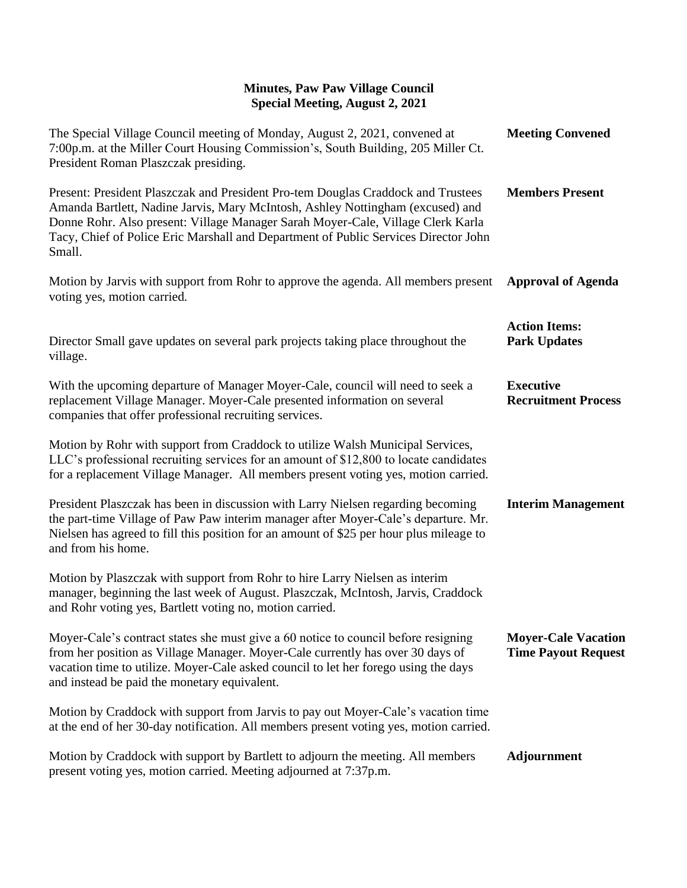## Minutes, Paw Paw Village Council
## Special Meeting, August 2, 2021

**Meeting Convened**

The Special Village Council meeting of Monday, August 2, 2021, convened at 7:00p.m. at the Miller Court Housing Commission's, South Building, 205 Miller Ct. President Roman Plaszczak presiding.

**Members Present**

Present: President Plaszczak and President Pro-tem Douglas Craddock and Trustees Amanda Bartlett, Nadine Jarvis, Mary McIntosh, Ashley Nottingham (excused) and Donne Rohr. Also present: Village Manager Sarah Moyer-Cale, Village Clerk Karla Tacy, Chief of Police Eric Marshall and Department of Public Services Director John Small.

**Approval of Agenda**

Motion by Jarvis with support from Rohr to approve the agenda. All members present voting yes, motion carried.

**Action Items:**
**Park Updates**

Director Small gave updates on several park projects taking place throughout the village.

**Executive Recruitment Process**

With the upcoming departure of Manager Moyer-Cale, council will need to seek a replacement Village Manager. Moyer-Cale presented information on several companies that offer professional recruiting services.

Motion by Rohr with support from Craddock to utilize Walsh Municipal Services, LLC's professional recruiting services for an amount of $12,800 to locate candidates for a replacement Village Manager. All members present voting yes, motion carried.

**Interim Management**

President Plaszczak has been in discussion with Larry Nielsen regarding becoming the part-time Village of Paw Paw interim manager after Moyer-Cale's departure. Mr. Nielsen has agreed to fill this position for an amount of $25 per hour plus mileage to and from his home.

Motion by Plaszczak with support from Rohr to hire Larry Nielsen as interim manager, beginning the last week of August. Plaszczak, McIntosh, Jarvis, Craddock and Rohr voting yes, Bartlett voting no, motion carried.

**Moyer-Cale Vacation Time Payout Request**

Moyer-Cale's contract states she must give a 60 notice to council before resigning from her position as Village Manager. Moyer-Cale currently has over 30 days of vacation time to utilize. Moyer-Cale asked council to let her forego using the days and instead be paid the monetary equivalent.

Motion by Craddock with support from Jarvis to pay out Moyer-Cale's vacation time at the end of her 30-day notification. All members present voting yes, motion carried.

**Adjournment**

Motion by Craddock with support by Bartlett to adjourn the meeting. All members present voting yes, motion carried. Meeting adjourned at 7:37p.m.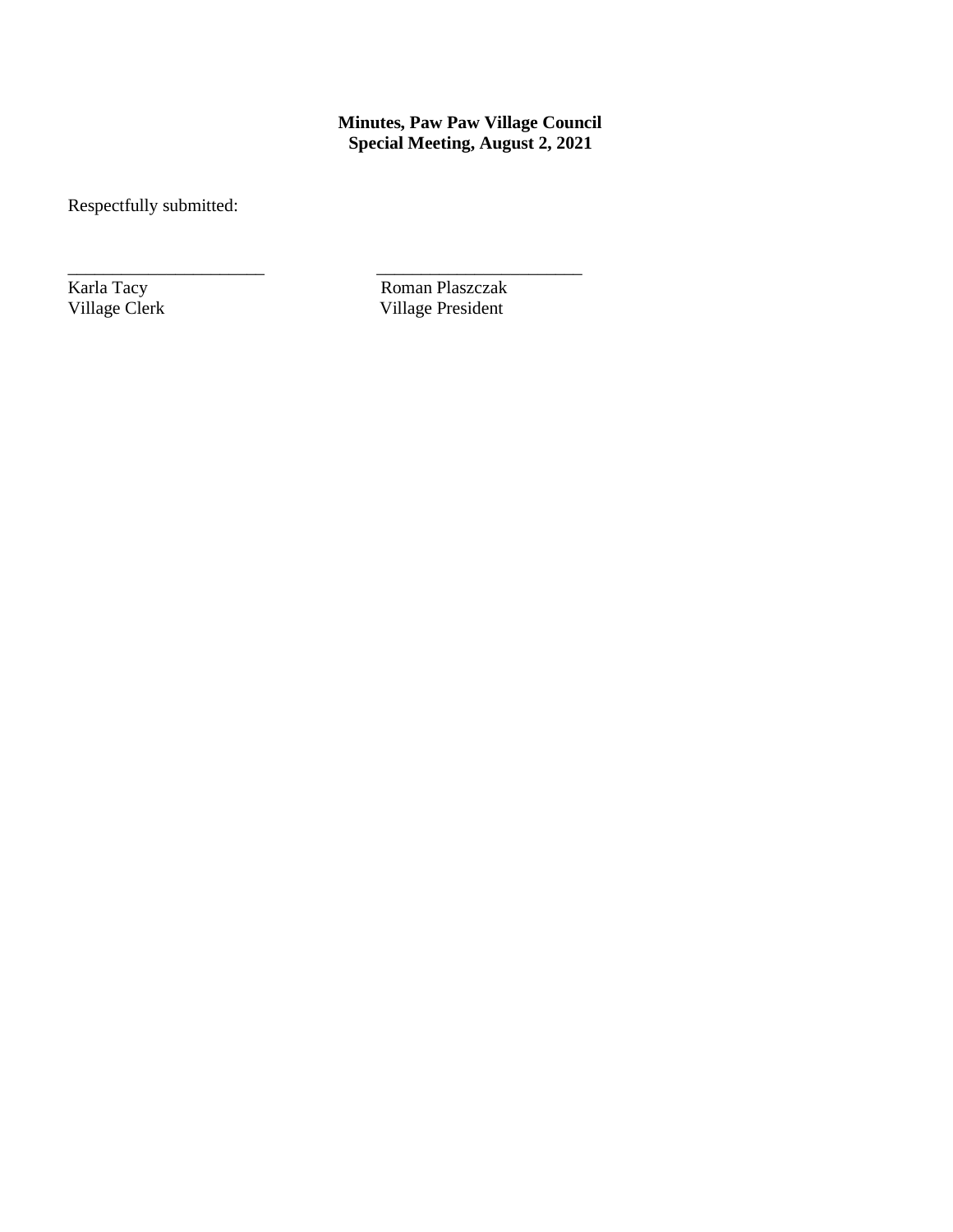**Minutes, Paw Paw Village Council**
**Special Meeting, August 2, 2021**

Respectfully submitted:

| ______________________ | ______________________ |
|---|---|
| Karla Tacy | Roman Plaszczak |
| Village Clerk | Village President |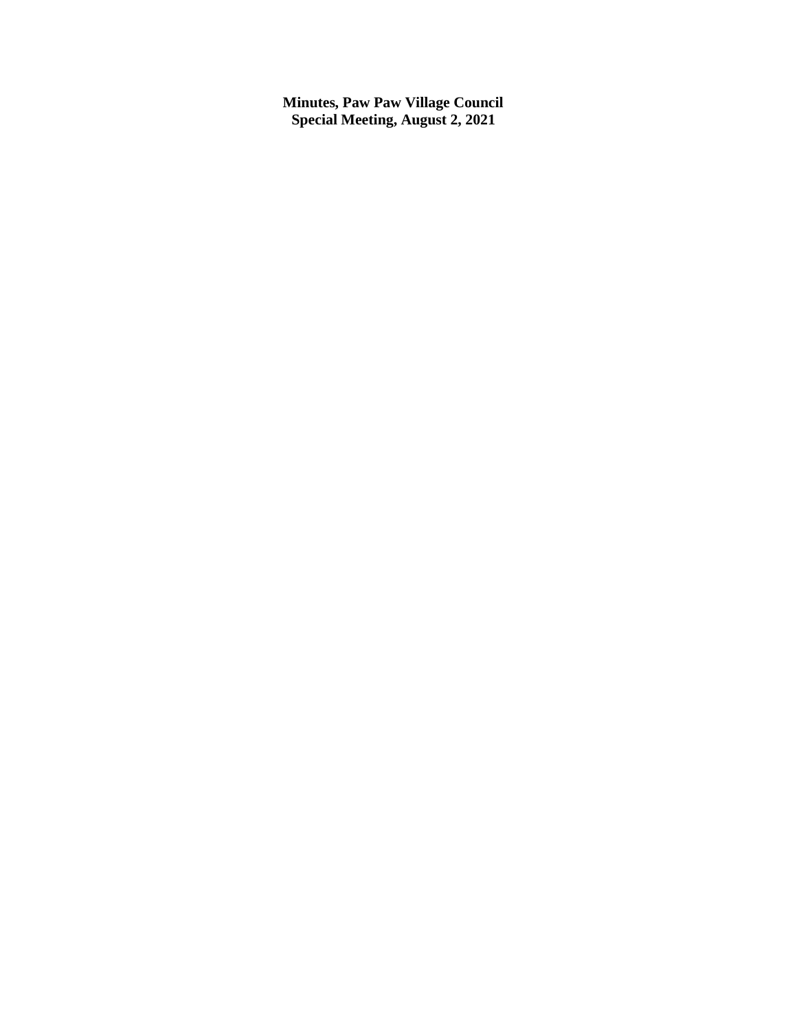**Minutes, Paw Paw Village Council**
**Special Meeting, August 2, 2021**